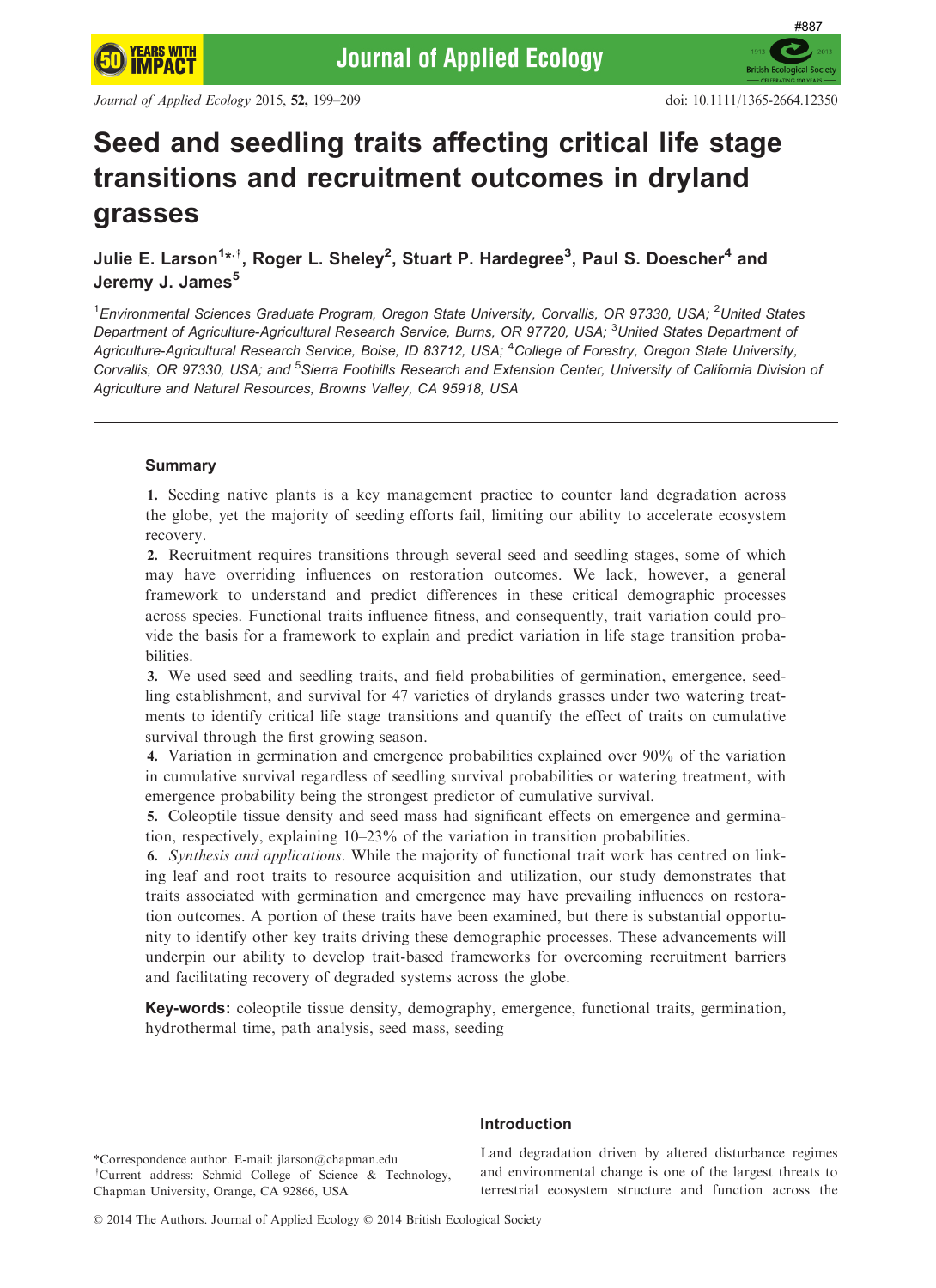# Seed and seedling traits affecting critical life stage transitions and recruitment outcomes in dryland grasses

**Julie E. Larson[1*,†], Roger L. Sheley[2], Stuart P. Hardegree[3], Paul S. Doescher[4] and Jeremy J. James[5]**

[1]*Environmental Sciences Graduate Program, Oregon State University, Corvallis, OR 97330, USA;* [2]*United States Department of Agriculture-Agricultural Research Service, Burns, OR 97720, USA;* [3]*United States Department of Agriculture-Agricultural Research Service, Boise, ID 83712, USA;* [4]*College of Forestry, Oregon State University, Corvallis, OR 97330, USA; and* [5]*Sierra Foothills Research and Extension Center, University of California Division of Agriculture and Natural Resources, Browns Valley, CA 95918, USA*

## Summary

**1.** Seeding native plants is a key management practice to counter land degradation across the globe, yet the majority of seeding efforts fail, limiting our ability to accelerate ecosystem recovery.

**2.** Recruitment requires transitions through several seed and seedling stages, some of which may have overriding influences on restoration outcomes. We lack, however, a general framework to understand and predict differences in these critical demographic processes across species. Functional traits influence fitness, and consequently, trait variation could provide the basis for a framework to explain and predict variation in life stage transition probabilities.

**3.** We used seed and seedling traits, and field probabilities of germination, emergence, seedling establishment, and survival for 47 varieties of drylands grasses under two watering treatments to identify critical life stage transitions and quantify the effect of traits on cumulative survival through the first growing season.

**4.** Variation in germination and emergence probabilities explained over 90% of the variation in cumulative survival regardless of seedling survival probabilities or watering treatment, with emergence probability being the strongest predictor of cumulative survival.

**5.** Coleoptile tissue density and seed mass had significant effects on emergence and germination, respectively, explaining 10–23% of the variation in transition probabilities.

**6.** *Synthesis and applications*. While the majority of functional trait work has centred on linking leaf and root traits to resource acquisition and utilization, our study demonstrates that traits associated with germination and emergence may have prevailing influences on restoration outcomes. A portion of these traits have been examined, but there is substantial opportunity to identify other key traits driving these demographic processes. These advancements will underpin our ability to develop trait-based frameworks for overcoming recruitment barriers and facilitating recovery of degraded systems across the globe.

**Key-words:** coleoptile tissue density, demography, emergence, functional traits, germination, hydrothermal time, path analysis, seed mass, seeding

*Correspondence author. E-mail: jlarson@chapman.edu
†Current address: Schmid College of Science & Technology, Chapman University, Orange, CA 92866, USA

## Introduction

Land degradation driven by altered disturbance regimes and environmental change is one of the largest threats to terrestrial ecosystem structure and function across the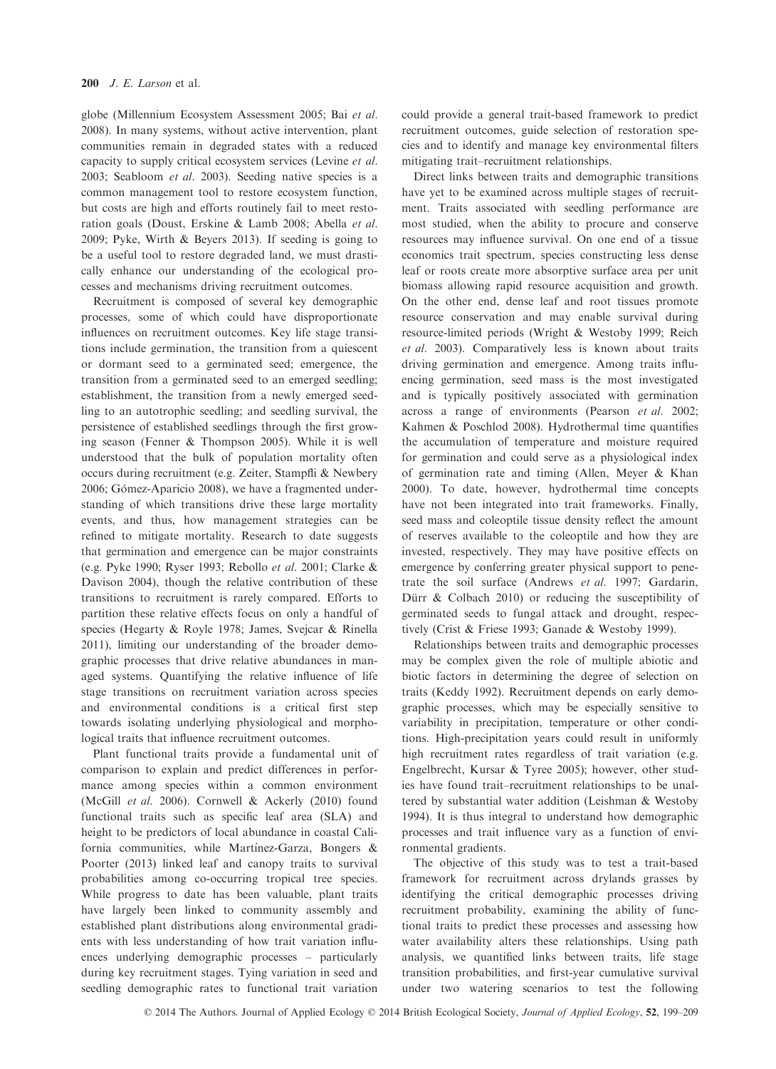globe (Millennium Ecosystem Assessment 2005; Bai *et al.* 2008). In many systems, without active intervention, plant communities remain in degraded states with a reduced capacity to supply critical ecosystem services (Levine *et al.* 2003; Seabloom *et al.* 2003). Seeding native species is a common management tool to restore ecosystem function, but costs are high and efforts routinely fail to meet restoration goals (Doust, Erskine & Lamb 2008; Abella *et al.* 2009; Pyke, Wirth & Beyers 2013). If seeding is going to be a useful tool to restore degraded land, we must drastically enhance our understanding of the ecological processes and mechanisms driving recruitment outcomes.

Recruitment is composed of several key demographic processes, some of which could have disproportionate influences on recruitment outcomes. Key life stage transitions include germination, the transition from a quiescent or dormant seed to a germinated seed; emergence, the transition from a germinated seed to an emerged seedling; establishment, the transition from a newly emerged seedling to an autotrophic seedling; and seedling survival, the persistence of established seedlings through the first growing season (Fenner & Thompson 2005). While it is well understood that the bulk of population mortality often occurs during recruitment (e.g. Zeiter, Stampfli & Newbery 2006; Gómez-Aparicio 2008), we have a fragmented understanding of which transitions drive these large mortality events, and thus, how management strategies can be refined to mitigate mortality. Research to date suggests that germination and emergence can be major constraints (e.g. Pyke 1990; Ryser 1993; Rebollo *et al.* 2001; Clarke & Davison 2004), though the relative contribution of these transitions to recruitment is rarely compared. Efforts to partition these relative effects focus on only a handful of species (Hegarty & Royle 1978; James, Svejcar & Rinella 2011), limiting our understanding of the broader demographic processes that drive relative abundances in managed systems. Quantifying the relative influence of life stage transitions on recruitment variation across species and environmental conditions is a critical first step towards isolating underlying physiological and morphological traits that influence recruitment outcomes.

Plant functional traits provide a fundamental unit of comparison to explain and predict differences in performance among species within a common environment (McGill *et al.* 2006). Cornwell & Ackerly (2010) found functional traits such as specific leaf area (SLA) and height to be predictors of local abundance in coastal California communities, while Martínez-Garza, Bongers & Poorter (2013) linked leaf and canopy traits to survival probabilities among co-occurring tropical tree species. While progress to date has been valuable, plant traits have largely been linked to community assembly and established plant distributions along environmental gradients with less understanding of how trait variation influences underlying demographic processes – particularly during key recruitment stages. Tying variation in seed and seedling demographic rates to functional trait variation could provide a general trait-based framework to predict recruitment outcomes, guide selection of restoration species and to identify and manage key environmental filters mitigating trait–recruitment relationships.

Direct links between traits and demographic transitions have yet to be examined across multiple stages of recruitment. Traits associated with seedling performance are most studied, when the ability to procure and conserve resources may influence survival. On one end of a tissue economics trait spectrum, species constructing less dense leaf or roots create more absorptive surface area per unit biomass allowing rapid resource acquisition and growth. On the other end, dense leaf and root tissues promote resource conservation and may enable survival during resource-limited periods (Wright & Westoby 1999; Reich *et al.* 2003). Comparatively less is known about traits driving germination and emergence. Among traits influencing germination, seed mass is the most investigated and is typically positively associated with germination across a range of environments (Pearson *et al.* 2002; Kahmen & Poschlod 2008). Hydrothermal time quantifies the accumulation of temperature and moisture required for germination and could serve as a physiological index of germination rate and timing (Allen, Meyer & Khan 2000). To date, however, hydrothermal time concepts have not been integrated into trait frameworks. Finally, seed mass and coleoptile tissue density reflect the amount of reserves available to the coleoptile and how they are invested, respectively. They may have positive effects on emergence by conferring greater physical support to penetrate the soil surface (Andrews *et al.* 1997; Gardarin, Dürr & Colbach 2010) or reducing the susceptibility of germinated seeds to fungal attack and drought, respectively (Crist & Friese 1993; Ganade & Westoby 1999).

Relationships between traits and demographic processes may be complex given the role of multiple abiotic and biotic factors in determining the degree of selection on traits (Keddy 1992). Recruitment depends on early demographic processes, which may be especially sensitive to variability in precipitation, temperature or other conditions. High-precipitation years could result in uniformly high recruitment rates regardless of trait variation (e.g. Engelbrecht, Kursar & Tyree 2005); however, other studies have found trait–recruitment relationships to be unaltered by substantial water addition (Leishman & Westoby 1994). It is thus integral to understand how demographic processes and trait influence vary as a function of environmental gradients.

The objective of this study was to test a trait-based framework for recruitment across drylands grasses by identifying the critical demographic processes driving recruitment probability, examining the ability of functional traits to predict these processes and assessing how water availability alters these relationships. Using path analysis, we quantified links between traits, life stage transition probabilities, and first-year cumulative survival under two watering scenarios to test the following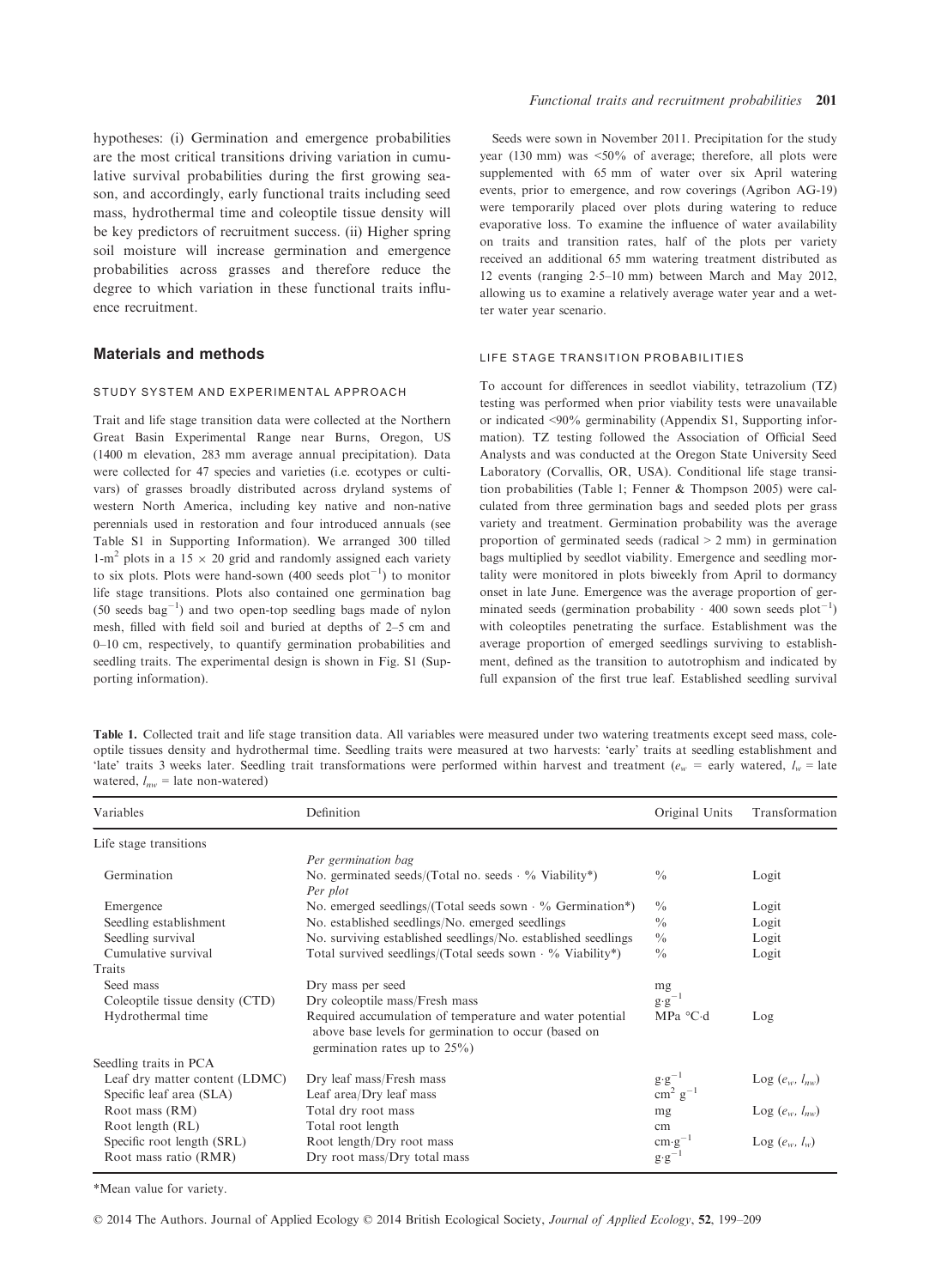hypotheses: (i) Germination and emergence probabilities are the most critical transitions driving variation in cumulative survival probabilities during the first growing season, and accordingly, early functional traits including seed mass, hydrothermal time and coleoptile tissue density will be key predictors of recruitment success. (ii) Higher spring soil moisture will increase germination and emergence probabilities across grasses and therefore reduce the degree to which variation in these functional traits influence recruitment.

## Materials and methods

### STUDY SYSTEM AND EXPERIMENTAL APPROACH

Trait and life stage transition data were collected at the Northern Great Basin Experimental Range near Burns, Oregon, US (1400 m elevation, 283 mm average annual precipitation). Data were collected for 47 species and varieties (i.e. ecotypes or cultivars) of grasses broadly distributed across dryland systems of western North America, including key native and non-native perennials used in restoration and four introduced annuals (see Table S1 in Supporting Information). We arranged 300 tilled 1-m$^2$ plots in a $15 \times 20$ grid and randomly assigned each variety to six plots. Plots were hand-sown (400 seeds plot$^{-1}$) to monitor life stage transitions. Plots also contained one germination bag (50 seeds bag$^{-1}$) and two open-top seedling bags made of nylon mesh, filled with field soil and buried at depths of 2–5 cm and 0–10 cm, respectively, to quantify germination probabilities and seedling traits. The experimental design is shown in Fig. S1 (Supporting information).

Seeds were sown in November 2011. Precipitation for the study year (130 mm) was <50% of average; therefore, all plots were supplemented with 65 mm of water over six April watering events, prior to emergence, and row coverings (Agribon AG-19) were temporarily placed over plots during watering to reduce evaporative loss. To examine the influence of water availability on traits and transition rates, half of the plots per variety received an additional 65 mm watering treatment distributed as 12 events (ranging 2·5–10 mm) between March and May 2012, allowing us to examine a relatively average water year and a wetter water year scenario.

### LIFE STAGE TRANSITION PROBABILITIES

To account for differences in seedlot viability, tetrazolium (TZ) testing was performed when prior viability tests were unavailable or indicated <90% germinability (Appendix S1, Supporting information). TZ testing followed the Association of Official Seed Analysts and was conducted at the Oregon State University Seed Laboratory (Corvallis, OR, USA). Conditional life stage transition probabilities (Table 1; Fenner & Thompson 2005) were calculated from three germination bags and seeded plots per grass variety and treatment. Germination probability was the average proportion of germinated seeds (radical > 2 mm) in germination bags multiplied by seedlot viability. Emergence and seedling mortality were monitored in plots biweekly from April to dormancy onset in late June. Emergence was the average proportion of germinated seeds (germination probability · 400 sown seeds plot$^{-1}$) with coleoptiles penetrating the surface. Establishment was the average proportion of emerged seedlings surviving to establishment, defined as the transition to autotrophism and indicated by full expansion of the first true leaf. Established seedling survival

**Table 1.** Collected trait and life stage transition data. All variables were measured under two watering treatments except seed mass, coleoptile tissues density and hydrothermal time. Seedling traits were measured at two harvests: 'early' traits at seedling establishment and 'late' traits 3 weeks later. Seedling trait transformations were performed within harvest and treatment ($e_w$ = early watered, $l_w$ = late watered, $l_{nw}$ = late non-watered)

| Variables | Definition | Original Units | Transformation |
|---|---|---|---|
| Life stage transitions | | | |
| | *Per germination bag* | | |
| Germination | No. germinated seeds/(Total no. seeds · % Viability*) | % | Logit |
| | *Per plot* | | |
| Emergence | No. emerged seedlings/(Total seeds sown · % Germination*) | % | Logit |
| Seedling establishment | No. established seedlings/No. emerged seedlings | % | Logit |
| Seedling survival | No. surviving established seedlings/No. established seedlings | % | Logit |
| Cumulative survival | Total survived seedlings/(Total seeds sown · % Viability*) | % | Logit |
| Traits | | | |
| Seed mass | Dry mass per seed | mg | |
| Coleoptile tissue density (CTD) | Dry coleoptile mass/Fresh mass | g·g$^{-1}$ | |
| Hydrothermal time | Required accumulation of temperature and water potential above base levels for germination to occur (based on germination rates up to 25%) | MPa °C·d | Log |
| Seedling traits in PCA | | | |
| Leaf dry matter content (LDMC) | Dry leaf mass/Fresh mass | g·g$^{-1}$ | Log ($e_w$, $l_{nw}$) |
| Specific leaf area (SLA) | Leaf area/Dry leaf mass | cm$^2$ g$^{-1}$ | |
| Root mass (RM) | Total dry root mass | mg | Log ($e_w$, $l_{nw}$) |
| Root length (RL) | Total root length | cm | |
| Specific root length (SRL) | Root length/Dry root mass | cm·g$^{-1}$ | Log ($e_w$, $l_w$) |
| Root mass ratio (RMR) | Dry root mass/Dry total mass | g·g$^{-1}$ | |

*Mean value for variety.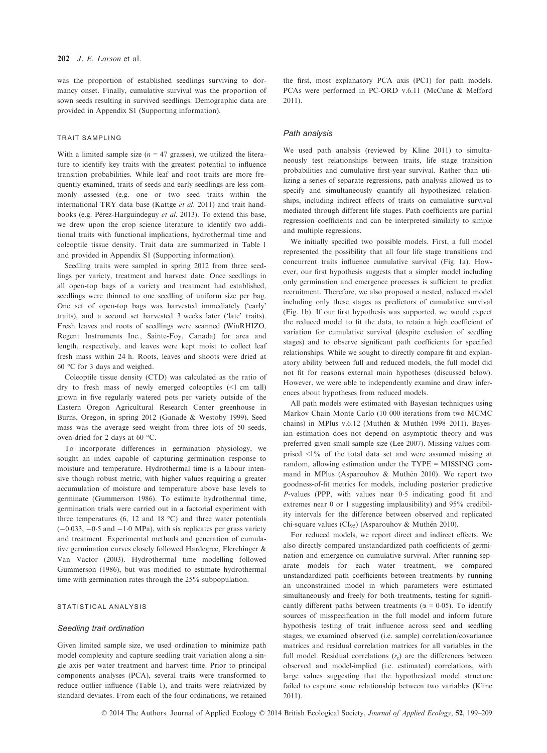was the proportion of established seedlings surviving to dormancy onset. Finally, cumulative survival was the proportion of sown seeds resulting in survived seedlings. Demographic data are provided in Appendix S1 (Supporting information).

### TRAIT SAMPLING

With a limited sample size ($n = 47$ grasses), we utilized the literature to identify key traits with the greatest potential to influence transition probabilities. While leaf and root traits are more frequently examined, traits of seeds and early seedlings are less commonly assessed (e.g. one or two seed traits within the international TRY data base (Kattge *et al.* 2011) and trait handbooks (e.g. Pérez-Harguindeguy *et al.* 2013). To extend this base, we drew upon the crop science literature to identify two additional traits with functional implications, hydrothermal time and coleoptile tissue density. Trait data are summarized in Table 1 and provided in Appendix S1 (Supporting information).

Seedling traits were sampled in spring 2012 from three seedlings per variety, treatment and harvest date. Once seedlings in all open-top bags of a variety and treatment had established, seedlings were thinned to one seedling of uniform size per bag. One set of open-top bags was harvested immediately ('early' traits), and a second set harvested 3 weeks later ('late' traits). Fresh leaves and roots of seedlings were scanned (WinRHIZO, Regent Instruments Inc., Sainte-Foy, Canada) for area and length, respectively, and leaves were kept moist to collect leaf fresh mass within 24 h. Roots, leaves and shoots were dried at 60 °C for 3 days and weighed.

Coleoptile tissue density (CTD) was calculated as the ratio of dry to fresh mass of newly emerged coleoptiles (<1 cm tall) grown in five regularly watered pots per variety outside of the Eastern Oregon Agricultural Research Center greenhouse in Burns, Oregon, in spring 2012 (Ganade & Westoby 1999). Seed mass was the average seed weight from three lots of 50 seeds, oven-dried for 2 days at 60 °C.

To incorporate differences in germination physiology, we sought an index capable of capturing germination response to moisture and temperature. Hydrothermal time is a labour intensive though robust metric, with higher values requiring a greater accumulation of moisture and temperature above base levels to germinate (Gummerson 1986). To estimate hydrothermal time, germination trials were carried out in a factorial experiment with three temperatures (6, 12 and 18 °C) and three water potentials (−0·033, −0·5 and −1·0 MPa), with six replicates per grass variety and treatment. Experimental methods and generation of cumulative germination curves closely followed Hardegree, Flerchinger & Van Vactor (2003). Hydrothermal time modelling followed Gummerson (1986), but was modified to estimate hydrothermal time with germination rates through the 25% subpopulation.

### STATISTICAL ANALYSIS

#### *Seedling trait ordination*

Given limited sample size, we used ordination to minimize path model complexity and capture seedling trait variation along a single axis per water treatment and harvest time. Prior to principal components analyses (PCA), several traits were transformed to reduce outlier influence (Table 1), and traits were relativized by standard deviates. From each of the four ordinations, we retained the first, most explanatory PCA axis (PC1) for path models. PCAs were performed in PC-ORD v.6.11 (McCune & Mefford 2011).

#### *Path analysis*

We used path analysis (reviewed by Kline 2011) to simultaneously test relationships between traits, life stage transition probabilities and cumulative first-year survival. Rather than utilizing a series of separate regressions, path analysis allowed us to specify and simultaneously quantify all hypothesized relationships, including indirect effects of traits on cumulative survival mediated through different life stages. Path coefficients are partial regression coefficients and can be interpreted similarly to simple and multiple regressions.

We initially specified two possible models. First, a full model represented the possibility that all four life stage transitions and concurrent traits influence cumulative survival (Fig. 1a). However, our first hypothesis suggests that a simpler model including only germination and emergence processes is sufficient to predict recruitment. Therefore, we also proposed a nested, reduced model including only these stages as predictors of cumulative survival (Fig. 1b). If our first hypothesis was supported, we would expect the reduced model to fit the data, to retain a high coefficient of variation for cumulative survival (despite exclusion of seedling stages) and to observe significant path coefficients for specified relationships. While we sought to directly compare fit and explanatory ability between full and reduced models, the full model did not fit for reasons external main hypotheses (discussed below). However, we were able to independently examine and draw inferences about hypotheses from reduced models.

All path models were estimated with Bayesian techniques using Markov Chain Monte Carlo (10 000 iterations from two MCMC chains) in MPlus v.6.12 (Muthén & Muthén 1998–2011). Bayesian estimation does not depend on asymptotic theory and was preferred given small sample size (Lee 2007). Missing values comprised <1% of the total data set and were assumed missing at random, allowing estimation under the TYPE = MISSING command in MPlus (Asparouhov & Muthén 2010). We report two goodness-of-fit metrics for models, including posterior predictive *P*-values (PPP, with values near 0·5 indicating good fit and extremes near 0 or 1 suggesting implausibility) and 95% credibility intervals for the difference between observed and replicated chi-square values ($CI_{95}$) (Asparouhov & Muthén 2010).

For reduced models, we report direct and indirect effects. We also directly compared unstandardized path coefficients of germination and emergence on cumulative survival. After running separate models for each water treatment, we compared unstandardized path coefficients between treatments by running an unconstrained model in which parameters were estimated simultaneously and freely for both treatments, testing for significantly different paths between treatments ($\alpha = 0{\cdot}05$). To identify sources of misspecification in the full model and inform future hypothesis testing of trait influence across seed and seedling stages, we examined observed (i.e. sample) correlation/covariance matrices and residual correlation matrices for all variables in the full model. Residual correlations ($r_r$) are the differences between observed and model-implied (i.e. estimated) correlations, with large values suggesting that the hypothesized model structure failed to capture some relationship between two variables (Kline 2011).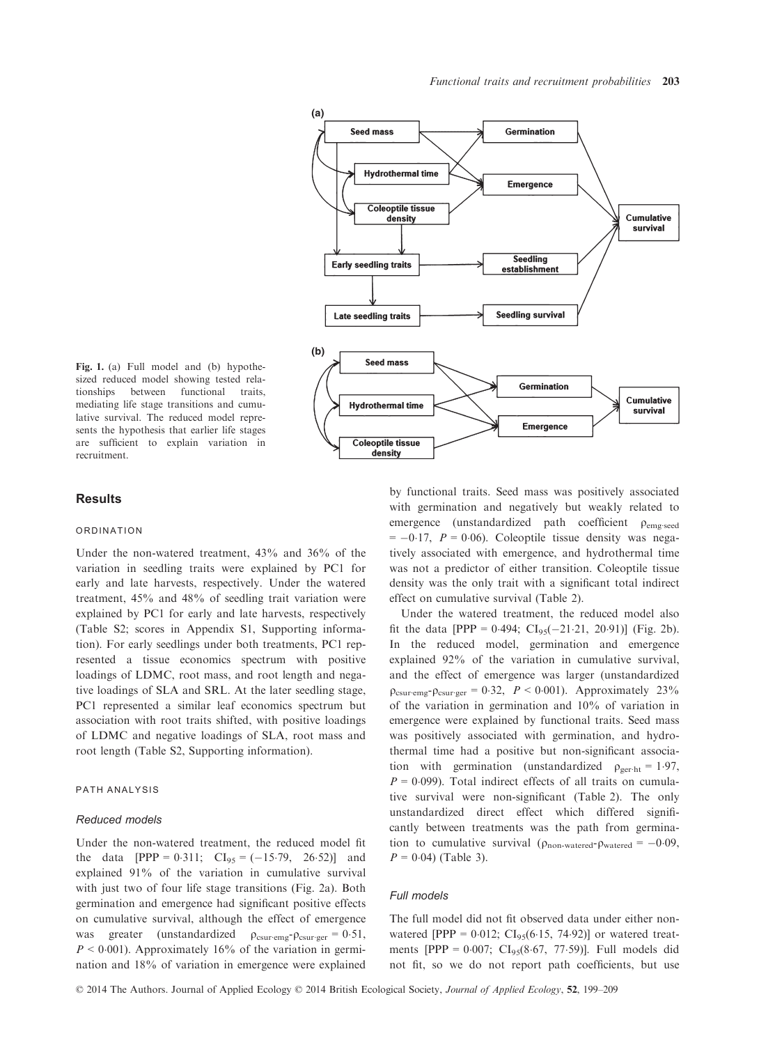Fig. 1. (a) Full model and (b) hypothesized reduced model showing tested relationships between functional traits, mediating life stage transitions and cumulative survival. The reduced model represents the hypothesis that earlier life stages are sufficient to explain variation in recruitment.

## Results

### ORDINATION

Under the non-watered treatment, 43% and 36% of the variation in seedling traits were explained by PC1 for early and late harvests, respectively. Under the watered treatment, 45% and 48% of seedling trait variation were explained by PC1 for early and late harvests, respectively (Table S2; scores in Appendix S1, Supporting information). For early seedlings under both treatments, PC1 represented a tissue economics spectrum with positive loadings of LDMC, root mass, and root length and negative loadings of SLA and SRL. At the later seedling stage, PC1 represented a similar leaf economics spectrum but association with root traits shifted, with positive loadings of LDMC and negative loadings of SLA, root mass and root length (Table S2, Supporting information).

### PATH ANALYSIS

#### *Reduced models*

Under the non-watered treatment, the reduced model fit the data [PPP = 0·311; $CI_{95}$ = (−15·79, 26·52)] and explained 91% of the variation in cumulative survival with just two of four life stage transitions (Fig. 2a). Both germination and emergence had significant positive effects on cumulative survival, although the effect of emergence was greater (unstandardized $\rho_{csur \cdot emg}$-$\rho_{csur \cdot ger}$ = 0·51, $P$ < 0·001). Approximately 16% of the variation in germination and 18% of variation in emergence were explained by functional traits. Seed mass was positively associated with germination and negatively but weakly related to emergence (unstandardized path coefficient $\rho_{emg \cdot seed}$ = −0·17, $P$ = 0·06). Coleoptile tissue density was negatively associated with emergence, and hydrothermal time was not a predictor of either transition. Coleoptile tissue density was the only trait with a significant total indirect effect on cumulative survival (Table 2).

Under the watered treatment, the reduced model also fit the data [PPP = 0·494; $CI_{95}$(−21·21, 20·91)] (Fig. 2b). In the reduced model, germination and emergence explained 92% of the variation in cumulative survival, and the effect of emergence was larger (unstandardized $\rho_{csur \cdot emg}$-$\rho_{csur \cdot ger}$ = 0·32, $P$ < 0·001). Approximately 23% of the variation in germination and 10% of variation in emergence were explained by functional traits. Seed mass was positively associated with germination, and hydrothermal time had a positive but non-significant association with germination (unstandardized $\rho_{ger \cdot ht}$ = 1·97, $P$ = 0·099). Total indirect effects of all traits on cumulative survival were non-significant (Table 2). The only unstandardized direct effect which differed significantly between treatments was the path from germination to cumulative survival ($\rho_{non\text{-}watered}$-$\rho_{watered}$ = −0·09, $P$ = 0·04) (Table 3).

#### *Full models*

The full model did not fit observed data under either non-watered [PPP = 0·012; $CI_{95}$(6·15, 74·92)] or watered treatments [PPP = 0·007; $CI_{95}$(8·67, 77·59)]. Full models did not fit, so we do not report path coefficients, but use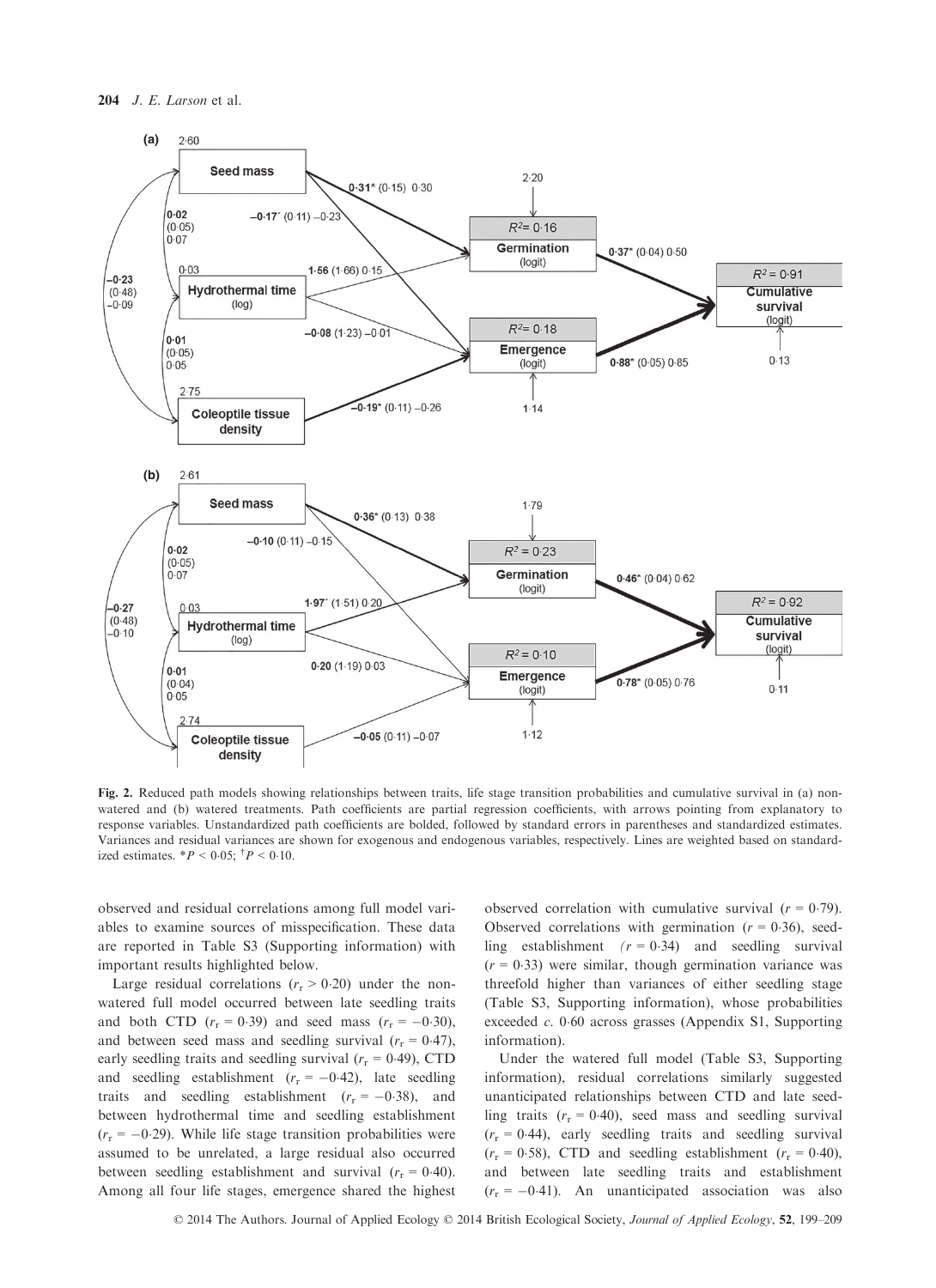Fig. 2. Reduced path models showing relationships between traits, life stage transition probabilities and cumulative survival in (a) non-watered and (b) watered treatments. Path coefficients are partial regression coefficients, with arrows pointing from explanatory to response variables. Unstandardized path coefficients are bolded, followed by standard errors in parentheses and standardized estimates. Variances and residual variances are shown for exogenous and endogenous variables, respectively. Lines are weighted based on standardized estimates. $^{*}P < 0{\cdot}05$; $^{\dagger}P < 0{\cdot}10$.

observed and residual correlations among full model variables to examine sources of misspecification. These data are reported in Table S3 (Supporting information) with important results highlighted below.

Large residual correlations ($r_r > 0{\cdot}20$) under the non-watered full model occurred between late seedling traits and both CTD ($r_r = 0{\cdot}39$) and seed mass ($r_r = -0{\cdot}30$), and between seed mass and seedling survival ($r_r = 0{\cdot}47$), early seedling traits and seedling survival ($r_r = 0{\cdot}49$), CTD and seedling establishment ($r_r = -0{\cdot}42$), late seedling traits and seedling establishment ($r_r = -0{\cdot}38$), and between hydrothermal time and seedling establishment ($r_r = -0{\cdot}29$). While life stage transition probabilities were assumed to be unrelated, a large residual also occurred between seedling establishment and survival ($r_r = 0{\cdot}40$). Among all four life stages, emergence shared the highest observed correlation with cumulative survival ($r = 0{\cdot}79$). Observed correlations with germination ($r = 0{\cdot}36$), seedling establishment ($r = 0{\cdot}34$) and seedling survival ($r = 0{\cdot}33$) were similar, though germination variance was threefold higher than variances of either seedling stage (Table S3, Supporting information), whose probabilities exceeded *c.* 0·60 across grasses (Appendix S1, Supporting information).

Under the watered full model (Table S3, Supporting information), residual correlations similarly suggested unanticipated relationships between CTD and late seedling traits ($r_r = 0{\cdot}40$), seed mass and seedling survival ($r_r = 0{\cdot}44$), early seedling traits and seedling survival ($r_r = 0{\cdot}58$), CTD and seedling establishment ($r_r = 0{\cdot}40$), and between late seedling traits and establishment ($r_r = -0{\cdot}41$). An unanticipated association was also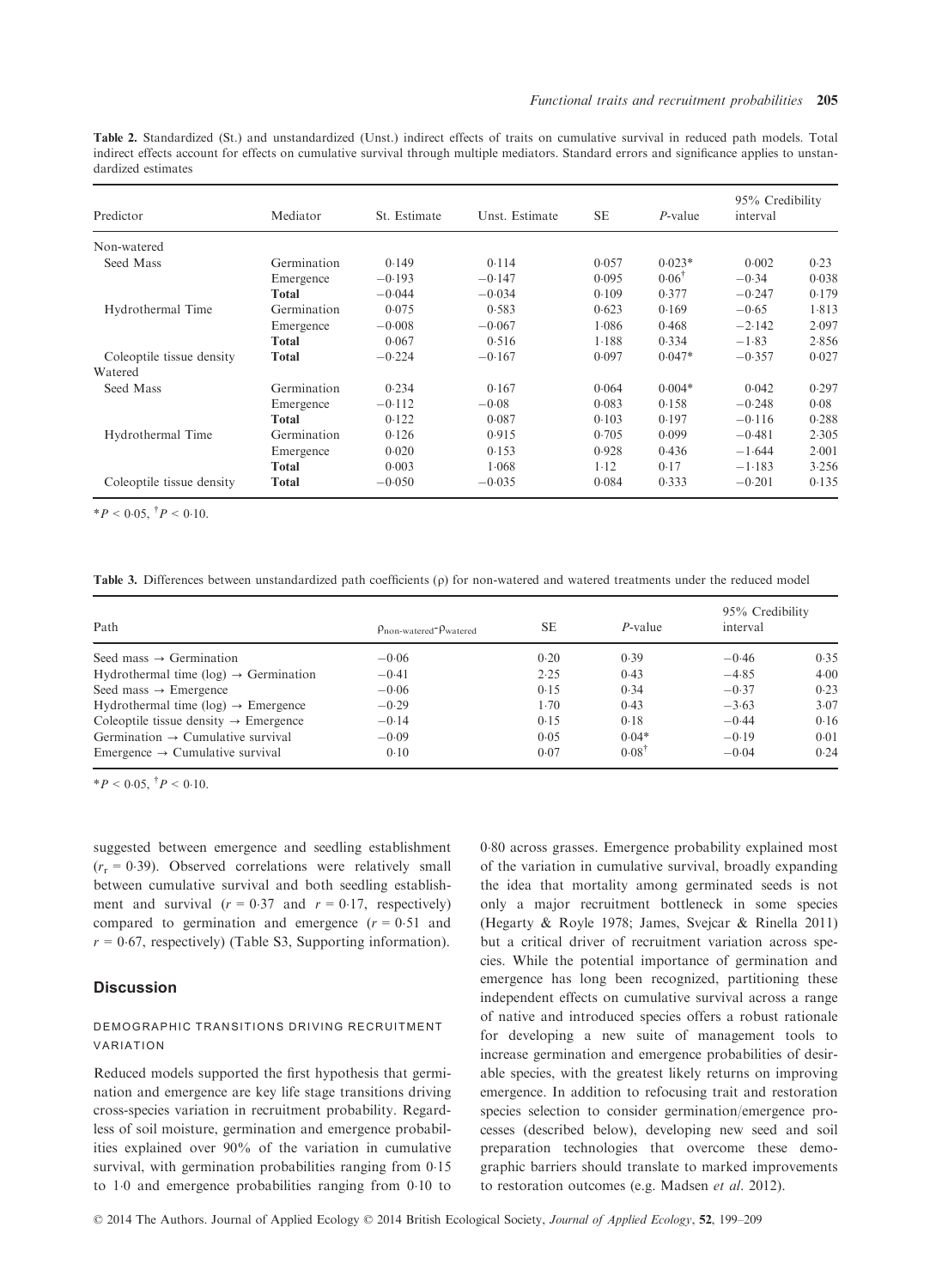**Table 2.** Standardized (St.) and unstandardized (Unst.) indirect effects of traits on cumulative survival in reduced path models. Total indirect effects account for effects on cumulative survival through multiple mediators. Standard errors and significance applies to unstandardized estimates

| Predictor | Mediator | St. Estimate | Unst. Estimate | SE | *P*-value | 95% Credibility interval | |
|---|---|---|---|---|---|---|---|
| Non-watered | | | | | | | |
| Seed Mass | Germination | 0·149 | 0·114 | 0·057 | 0·023* | 0·002 | 0·23 |
| | Emergence | −0·193 | −0·147 | 0·095 | 0·06$^{\dagger}$ | −0·34 | 0·038 |
| | **Total** | −0·044 | −0·034 | 0·109 | 0·377 | −0·247 | 0·179 |
| Hydrothermal Time | Germination | 0·075 | 0·583 | 0·623 | 0·169 | −0·65 | 1·813 |
| | Emergence | −0·008 | −0·067 | 1·086 | 0·468 | −2·142 | 2·097 |
| | **Total** | 0·067 | 0·516 | 1·188 | 0·334 | −1·83 | 2·856 |
| Coleoptile tissue density | **Total** | −0·224 | −0·167 | 0·097 | 0·047* | −0·357 | 0·027 |
| Watered | | | | | | | |
| Seed Mass | Germination | 0·234 | 0·167 | 0·064 | 0·004* | 0·042 | 0·297 |
| | Emergence | −0·112 | −0·08 | 0·083 | 0·158 | −0·248 | 0·08 |
| | **Total** | 0·122 | 0·087 | 0·103 | 0·197 | −0·116 | 0·288 |
| Hydrothermal Time | Germination | 0·126 | 0·915 | 0·705 | 0·099 | −0·481 | 2·305 |
| | Emergence | 0·020 | 0·153 | 0·928 | 0·436 | −1·644 | 2·001 |
| | **Total** | 0·003 | 1·068 | 1·12 | 0·17 | −1·183 | 3·256 |
| Coleoptile tissue density | **Total** | −0·050 | −0·035 | 0·084 | 0·333 | −0·201 | 0·135 |

$^{*}P < 0·05$, $^{\dagger}P < 0·10$.

**Table 3.** Differences between unstandardized path coefficients (ρ) for non-watered and watered treatments under the reduced model

| Path | $\rho_{\text{non-watered}}$-$\rho_{\text{watered}}$ | SE | *P*-value | 95% Credibility interval | |
|---|---|---|---|---|---|
| Seed mass → Germination | −0·06 | 0·20 | 0·39 | −0·46 | 0·35 |
| Hydrothermal time (log) → Germination | −0·41 | 2·25 | 0·43 | −4·85 | 4·00 |
| Seed mass → Emergence | −0·06 | 0·15 | 0·34 | −0·37 | 0·23 |
| Hydrothermal time (log) → Emergence | −0·29 | 1·70 | 0·43 | −3·63 | 3·07 |
| Coleoptile tissue density → Emergence | −0·14 | 0·15 | 0·18 | −0·44 | 0·16 |
| Germination → Cumulative survival | −0·09 | 0·05 | 0·04* | −0·19 | 0·01 |
| Emergence → Cumulative survival | 0·10 | 0·07 | 0·08$^{\dagger}$ | −0·04 | 0·24 |

$^{*}P < 0·05$, $^{\dagger}P < 0·10$.

suggested between emergence and seedling establishment ($r_r = 0·39$). Observed correlations were relatively small between cumulative survival and both seedling establishment and survival ($r = 0·37$ and $r = 0·17$, respectively) compared to germination and emergence ($r = 0·51$ and $r = 0·67$, respectively) (Table S3, Supporting information).

## Discussion

### DEMOGRAPHIC TRANSITIONS DRIVING RECRUITMENT VARIATION

Reduced models supported the first hypothesis that germination and emergence are key life stage transitions driving cross-species variation in recruitment probability. Regardless of soil moisture, germination and emergence probabilities explained over 90% of the variation in cumulative survival, with germination probabilities ranging from 0·15 to 1·0 and emergence probabilities ranging from 0·10 to 0·80 across grasses. Emergence probability explained most of the variation in cumulative survival, broadly expanding the idea that mortality among germinated seeds is not only a major recruitment bottleneck in some species (Hegarty & Royle 1978; James, Svejcar & Rinella 2011) but a critical driver of recruitment variation across species. While the potential importance of germination and emergence has long been recognized, partitioning these independent effects on cumulative survival across a range of native and introduced species offers a robust rationale for developing a new suite of management tools to increase germination and emergence probabilities of desirable species, with the greatest likely returns on improving emergence. In addition to refocusing trait and restoration species selection to consider germination/emergence processes (described below), developing new seed and soil preparation technologies that overcome these demographic barriers should translate to marked improvements to restoration outcomes (e.g. Madsen *et al*. 2012).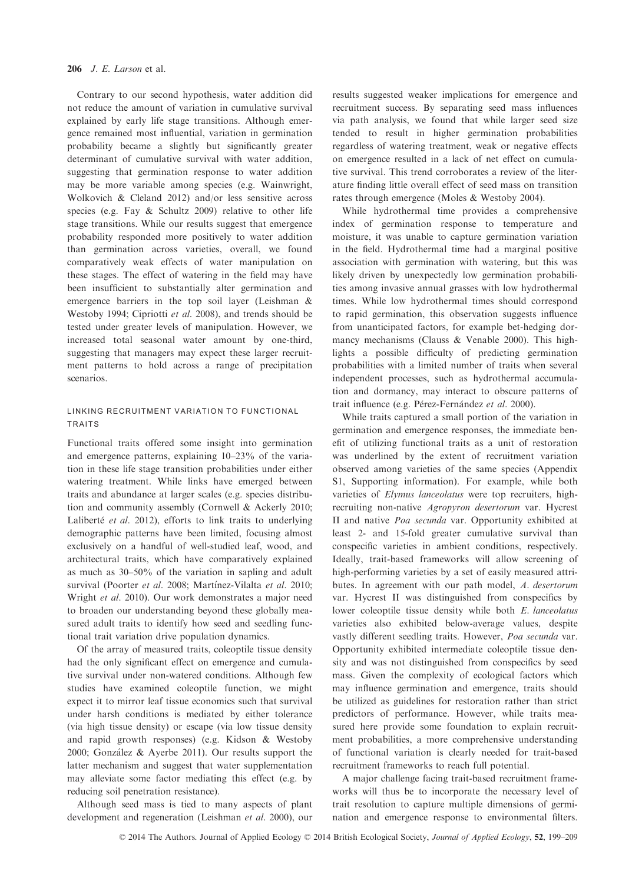Contrary to our second hypothesis, water addition did not reduce the amount of variation in cumulative survival explained by early life stage transitions. Although emergence remained most influential, variation in germination probability became a slightly but significantly greater determinant of cumulative survival with water addition, suggesting that germination response to water addition may be more variable among species (e.g. Wainwright, Wolkovich & Cleland 2012) and/or less sensitive across species (e.g. Fay & Schultz 2009) relative to other life stage transitions. While our results suggest that emergence probability responded more positively to water addition than germination across varieties, overall, we found comparatively weak effects of water manipulation on these stages. The effect of watering in the field may have been insufficient to substantially alter germination and emergence barriers in the top soil layer (Leishman & Westoby 1994; Cipriotti *et al*. 2008), and trends should be tested under greater levels of manipulation. However, we increased total seasonal water amount by one-third, suggesting that managers may expect these larger recruitment patterns to hold across a range of precipitation scenarios.

### LINKING RECRUITMENT VARIATION TO FUNCTIONAL TRAITS

Functional traits offered some insight into germination and emergence patterns, explaining 10–23% of the variation in these life stage transition probabilities under either watering treatment. While links have emerged between traits and abundance at larger scales (e.g. species distribution and community assembly (Cornwell & Ackerly 2010; Laliberté *et al*. 2012), efforts to link traits to underlying demographic patterns have been limited, focusing almost exclusively on a handful of well-studied leaf, wood, and architectural traits, which have comparatively explained as much as 30–50% of the variation in sapling and adult survival (Poorter *et al*. 2008; Martínez-Vilalta *et al*. 2010; Wright *et al*. 2010). Our work demonstrates a major need to broaden our understanding beyond these globally measured adult traits to identify how seed and seedling functional trait variation drive population dynamics.

Of the array of measured traits, coleoptile tissue density had the only significant effect on emergence and cumulative survival under non-watered conditions. Although few studies have examined coleoptile function, we might expect it to mirror leaf tissue economics such that survival under harsh conditions is mediated by either tolerance (via high tissue density) or escape (via low tissue density and rapid growth responses) (e.g. Kidson & Westoby 2000; González & Ayerbe 2011). Our results support the latter mechanism and suggest that water supplementation may alleviate some factor mediating this effect (e.g. by reducing soil penetration resistance).

Although seed mass is tied to many aspects of plant development and regeneration (Leishman *et al*. 2000), our results suggested weaker implications for emergence and recruitment success. By separating seed mass influences via path analysis, we found that while larger seed size tended to result in higher germination probabilities regardless of watering treatment, weak or negative effects on emergence resulted in a lack of net effect on cumulative survival. This trend corroborates a review of the literature finding little overall effect of seed mass on transition rates through emergence (Moles & Westoby 2004).

While hydrothermal time provides a comprehensive index of germination response to temperature and moisture, it was unable to capture germination variation in the field. Hydrothermal time had a marginal positive association with germination with watering, but this was likely driven by unexpectedly low germination probabilities among invasive annual grasses with low hydrothermal times. While low hydrothermal times should correspond to rapid germination, this observation suggests influence from unanticipated factors, for example bet-hedging dormancy mechanisms (Clauss & Venable 2000). This highlights a possible difficulty of predicting germination probabilities with a limited number of traits when several independent processes, such as hydrothermal accumulation and dormancy, may interact to obscure patterns of trait influence (e.g. Pérez-Fernández *et al*. 2000).

While traits captured a small portion of the variation in germination and emergence responses, the immediate benefit of utilizing functional traits as a unit of restoration was underlined by the extent of recruitment variation observed among varieties of the same species (Appendix S1, Supporting information). For example, while both varieties of *Elymus lanceolatus* were top recruiters, high-recruiting non-native *Agropyron desertorum* var. Hycrest II and native *Poa secunda* var. Opportunity exhibited at least 2- and 15-fold greater cumulative survival than conspecific varieties in ambient conditions, respectively. Ideally, trait-based frameworks will allow screening of high-performing varieties by a set of easily measured attributes. In agreement with our path model, *A. desertorum* var. Hycrest II was distinguished from conspecifics by lower coleoptile tissue density while both *E. lanceolatus* varieties also exhibited below-average values, despite vastly different seedling traits. However, *Poa secunda* var. Opportunity exhibited intermediate coleoptile tissue density and was not distinguished from conspecifics by seed mass. Given the complexity of ecological factors which may influence germination and emergence, traits should be utilized as guidelines for restoration rather than strict predictors of performance. However, while traits measured here provide some foundation to explain recruitment probabilities, a more comprehensive understanding of functional variation is clearly needed for trait-based recruitment frameworks to reach full potential.

A major challenge facing trait-based recruitment frameworks will thus be to incorporate the necessary level of trait resolution to capture multiple dimensions of germination and emergence response to environmental filters.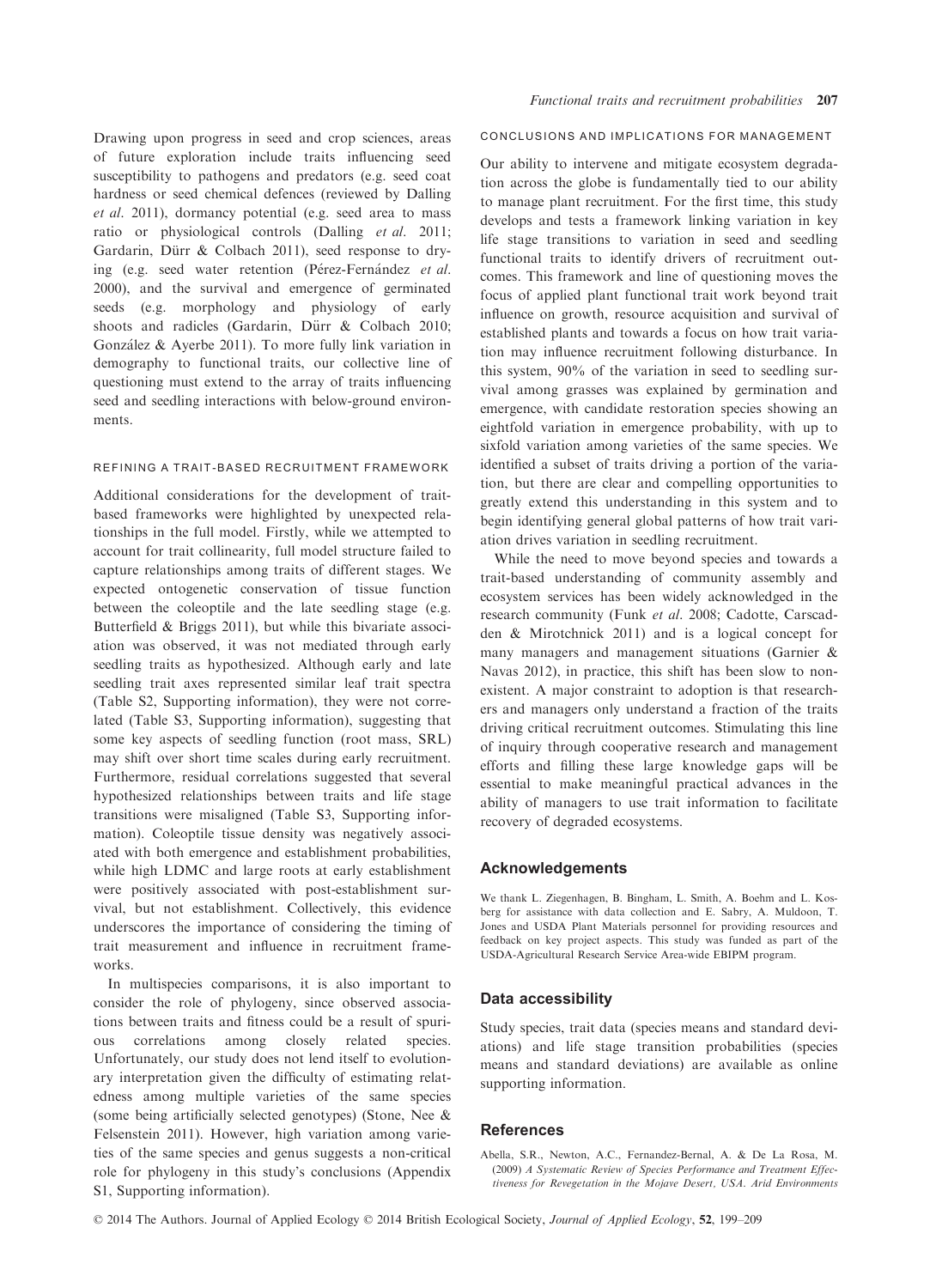Drawing upon progress in seed and crop sciences, areas of future exploration include traits influencing seed susceptibility to pathogens and predators (e.g. seed coat hardness or seed chemical defences (reviewed by Dalling *et al*. 2011), dormancy potential (e.g. seed area to mass ratio or physiological controls (Dalling *et al*. 2011; Gardarin, Dürr & Colbach 2011), seed response to drying (e.g. seed water retention (Pérez-Fernández *et al*. 2000), and the survival and emergence of germinated seeds (e.g. morphology and physiology of early shoots and radicles (Gardarin, Dürr & Colbach 2010; González & Ayerbe 2011). To more fully link variation in demography to functional traits, our collective line of questioning must extend to the array of traits influencing seed and seedling interactions with below-ground environments.

### REFINING A TRAIT-BASED RECRUITMENT FRAMEWORK

Additional considerations for the development of trait-based frameworks were highlighted by unexpected relationships in the full model. Firstly, while we attempted to account for trait collinearity, full model structure failed to capture relationships among traits of different stages. We expected ontogenetic conservation of tissue function between the coleoptile and the late seedling stage (e.g. Butterfield & Briggs 2011), but while this bivariate association was observed, it was not mediated through early seedling traits as hypothesized. Although early and late seedling trait axes represented similar leaf trait spectra (Table S2, Supporting information), they were not correlated (Table S3, Supporting information), suggesting that some key aspects of seedling function (root mass, SRL) may shift over short time scales during early recruitment. Furthermore, residual correlations suggested that several hypothesized relationships between traits and life stage transitions were misaligned (Table S3, Supporting information). Coleoptile tissue density was negatively associated with both emergence and establishment probabilities, while high LDMC and large roots at early establishment were positively associated with post-establishment survival, but not establishment. Collectively, this evidence underscores the importance of considering the timing of trait measurement and influence in recruitment frameworks.

In multispecies comparisons, it is also important to consider the role of phylogeny, since observed associations between traits and fitness could be a result of spurious correlations among closely related species. Unfortunately, our study does not lend itself to evolutionary interpretation given the difficulty of estimating relatedness among multiple varieties of the same species (some being artificially selected genotypes) (Stone, Nee & Felsenstein 2011). However, high variation among varieties of the same species and genus suggests a non-critical role for phylogeny in this study's conclusions (Appendix S1, Supporting information).

### CONCLUSIONS AND IMPLICATIONS FOR MANAGEMENT

Our ability to intervene and mitigate ecosystem degradation across the globe is fundamentally tied to our ability to manage plant recruitment. For the first time, this study develops and tests a framework linking variation in key life stage transitions to variation in seed and seedling functional traits to identify drivers of recruitment outcomes. This framework and line of questioning moves the focus of applied plant functional trait work beyond trait influence on growth, resource acquisition and survival of established plants and towards a focus on how trait variation may influence recruitment following disturbance. In this system, 90% of the variation in seed to seedling survival among grasses was explained by germination and emergence, with candidate restoration species showing an eightfold variation in emergence probability, with up to sixfold variation among varieties of the same species. We identified a subset of traits driving a portion of the variation, but there are clear and compelling opportunities to greatly extend this understanding in this system and to begin identifying general global patterns of how trait variation drives variation in seedling recruitment.

While the need to move beyond species and towards a trait-based understanding of community assembly and ecosystem services has been widely acknowledged in the research community (Funk *et al*. 2008; Cadotte, Carscadden & Mirotchnick 2011) and is a logical concept for many managers and management situations (Garnier & Navas 2012), in practice, this shift has been slow to nonexistent. A major constraint to adoption is that researchers and managers only understand a fraction of the traits driving critical recruitment outcomes. Stimulating this line of inquiry through cooperative research and management efforts and filling these large knowledge gaps will be essential to make meaningful practical advances in the ability of managers to use trait information to facilitate recovery of degraded ecosystems.

## Acknowledgements

We thank L. Ziegenhagen, B. Bingham, L. Smith, A. Boehm and L. Kosberg for assistance with data collection and E. Sabry, A. Muldoon, T. Jones and USDA Plant Materials personnel for providing resources and feedback on key project aspects. This study was funded as part of the USDA-Agricultural Research Service Area-wide EBIPM program.

## Data accessibility

Study species, trait data (species means and standard deviations) and life stage transition probabilities (species means and standard deviations) are available as online supporting information.

## References

Abella, S.R., Newton, A.C., Fernandez-Bernal, A. & De La Rosa, M. (2009) *A Systematic Review of Species Performance and Treatment Effectiveness for Revegetation in the Mojave Desert, USA. Arid Environments*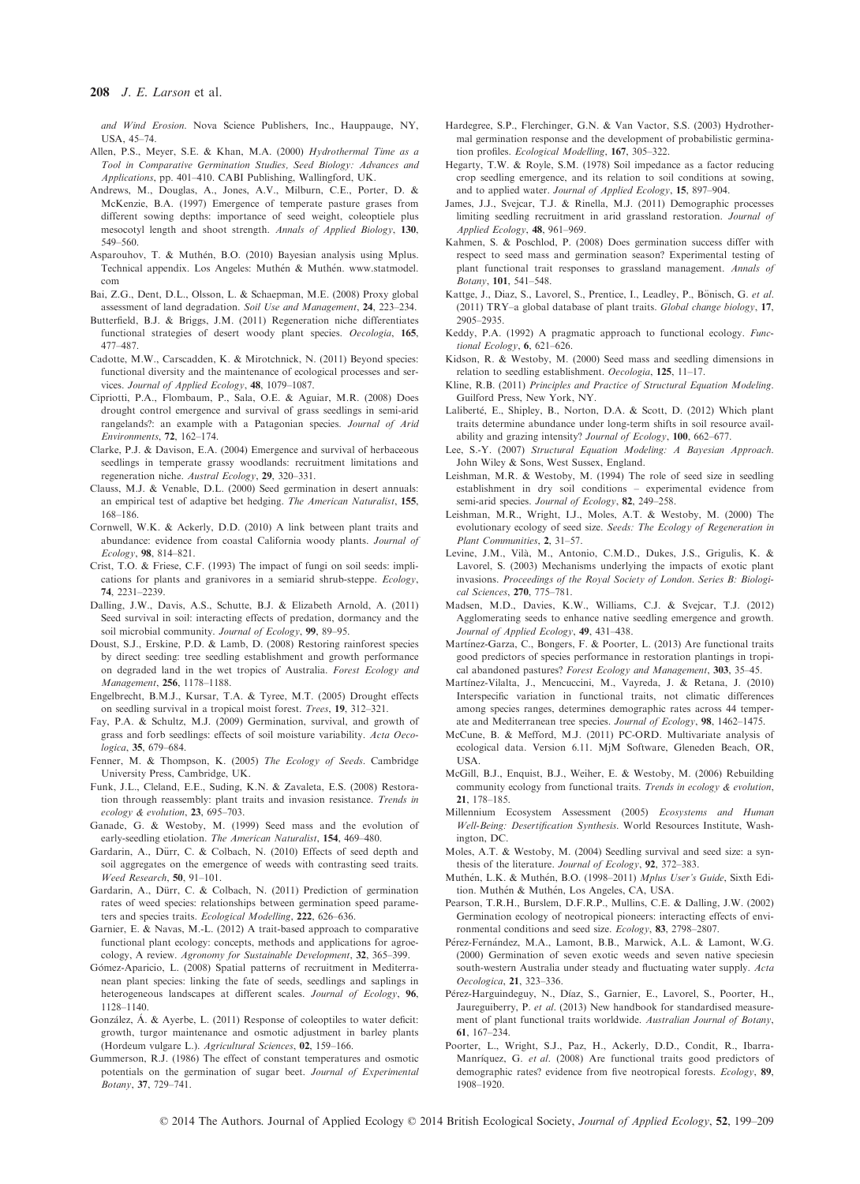*and Wind Erosion*. Nova Science Publishers, Inc., Hauppauge, NY, USA, 45–74.

Allen, P.S., Meyer, S.E. & Khan, M.A. (2000) *Hydrothermal Time as a Tool in Comparative Germination Studies, Seed Biology: Advances and Applications*, pp. 401–410. CABI Publishing, Wallingford, UK.

Andrews, M., Douglas, A., Jones, A.V., Milburn, C.E., Porter, D. & McKenzie, B.A. (1997) Emergence of temperate pasture grases from different sowing depths: importance of seed weight, coleoptiele plus mesocotyl length and shoot strength. *Annals of Applied Biology*, **130**, 549–560.

Asparouhov, T. & Muthén, B.O. (2010) Bayesian analysis using Mplus. Technical appendix. Los Angeles: Muthén & Muthén. www.statmodel.com

Bai, Z.G., Dent, D.L., Olsson, L. & Schaepman, M.E. (2008) Proxy global assessment of land degradation. *Soil Use and Management*, **24**, 223–234.

Butterfield, B.J. & Briggs, J.M. (2011) Regeneration niche differentiates functional strategies of desert woody plant species. *Oecologia*, **165**, 477–487.

Cadotte, M.W., Carscadden, K. & Mirotchnick, N. (2011) Beyond species: functional diversity and the maintenance of ecological processes and services. *Journal of Applied Ecology*, **48**, 1079–1087.

Cipriotti, P.A., Flombaum, P., Sala, O.E. & Aguiar, M.R. (2008) Does drought control emergence and survival of grass seedlings in semi-arid rangelands?: an example with a Patagonian species. *Journal of Arid Environments*, **72**, 162–174.

Clarke, P.J. & Davison, E.A. (2004) Emergence and survival of herbaceous seedlings in temperate grassy woodlands: recruitment limitations and regeneration niche. *Austral Ecology*, **29**, 320–331.

Clauss, M.J. & Venable, D.L. (2000) Seed germination in desert annuals: an empirical test of adaptive bet hedging. *The American Naturalist*, **155**, 168–186.

Cornwell, W.K. & Ackerly, D.D. (2010) A link between plant traits and abundance: evidence from coastal California woody plants. *Journal of Ecology*, **98**, 814–821.

Crist, T.O. & Friese, C.F. (1993) The impact of fungi on soil seeds: implications for plants and granivores in a semiarid shrub-steppe. *Ecology*, **74**, 2231–2239.

Dalling, J.W., Davis, A.S., Schutte, B.J. & Elizabeth Arnold, A. (2011) Seed survival in soil: interacting effects of predation, dormancy and the soil microbial community. *Journal of Ecology*, **99**, 89–95.

Doust, S.J., Erskine, P.D. & Lamb, D. (2008) Restoring rainforest species by direct seeding: tree seedling establishment and growth performance on degraded land in the wet tropics of Australia. *Forest Ecology and Management*, **256**, 1178–1188.

Engelbrecht, B.M.J., Kursar, T.A. & Tyree, M.T. (2005) Drought effects on seedling survival in a tropical moist forest. *Trees*, **19**, 312–321.

Fay, P.A. & Schultz, M.J. (2009) Germination, survival, and growth of grass and forb seedlings: effects of soil moisture variability. *Acta Oecologica*, **35**, 679–684.

Fenner, M. & Thompson, K. (2005) *The Ecology of Seeds*. Cambridge University Press, Cambridge, UK.

Funk, J.L., Cleland, E.E., Suding, K.N. & Zavaleta, E.S. (2008) Restoration through reassembly: plant traits and invasion resistance. *Trends in ecology & evolution*, **23**, 695–703.

Ganade, G. & Westoby, M. (1999) Seed mass and the evolution of early-seedling etiolation. *The American Naturalist*, **154**, 469–480.

Gardarin, A., Dürr, C. & Colbach, N. (2010) Effects of seed depth and soil aggregates on the emergence of weeds with contrasting seed traits. *Weed Research*, **50**, 91–101.

Gardarin, A., Dürr, C. & Colbach, N. (2011) Prediction of germination rates of weed species: relationships between germination speed parameters and species traits. *Ecological Modelling*, **222**, 626–636.

Garnier, E. & Navas, M.-L. (2012) A trait-based approach to comparative functional plant ecology: concepts, methods and applications for agroecology, A review. *Agronomy for Sustainable Development*, **32**, 365–399.

Gómez-Aparicio, L. (2008) Spatial patterns of recruitment in Mediterranean plant species: linking the fate of seeds, seedlings and saplings in heterogeneous landscapes at different scales. *Journal of Ecology*, **96**, 1128–1140.

González, Á. & Ayerbe, L. (2011) Response of coleoptiles to water deficit: growth, turgor maintenance and osmotic adjustment in barley plants (Hordeum vulgare L.). *Agricultural Sciences*, **02**, 159–166.

Gummerson, R.J. (1986) The effect of constant temperatures and osmotic potentials on the germination of sugar beet. *Journal of Experimental Botany*, **37**, 729–741.

Hardegree, S.P., Flerchinger, G.N. & Van Vactor, S.S. (2003) Hydrothermal germination response and the development of probabilistic germination profiles. *Ecological Modelling*, **167**, 305–322.

Hegarty, T.W. & Royle, S.M. (1978) Soil impedance as a factor reducing crop seedling emergence, and its relation to soil conditions at sowing, and to applied water. *Journal of Applied Ecology*, **15**, 897–904.

James, J.J., Svejcar, T.J. & Rinella, M.J. (2011) Demographic processes limiting seedling recruitment in arid grassland restoration. *Journal of Applied Ecology*, **48**, 961–969.

Kahmen, S. & Poschlod, P. (2008) Does germination success differ with respect to seed mass and germination season? Experimental testing of plant functional trait responses to grassland management. *Annals of Botany*, **101**, 541–548.

Kattge, J., Diaz, S., Lavorel, S., Prentice, I., Leadley, P., Bönisch, G. *et al.* (2011) TRY–a global database of plant traits. *Global change biology*, **17**, 2905–2935.

Keddy, P.A. (1992) A pragmatic approach to functional ecology. *Functional Ecology*, **6**, 621–626.

Kidson, R. & Westoby, M. (2000) Seed mass and seedling dimensions in relation to seedling establishment. *Oecologia*, **125**, 11–17.

Kline, R.B. (2011) *Principles and Practice of Structural Equation Modeling*. Guilford Press, New York, NY.

Laliberté, E., Shipley, B., Norton, D.A. & Scott, D. (2012) Which plant traits determine abundance under long-term shifts in soil resource availability and grazing intensity? *Journal of Ecology*, **100**, 662–677.

Lee, S.-Y. (2007) *Structural Equation Modeling: A Bayesian Approach*. John Wiley & Sons, West Sussex, England.

Leishman, M.R. & Westoby, M. (1994) The role of seed size in seedling establishment in dry soil conditions – experimental evidence from semi-arid species. *Journal of Ecology*, **82**, 249–258.

Leishman, M.R., Wright, I.J., Moles, A.T. & Westoby, M. (2000) The evolutionary ecology of seed size. *Seeds: The Ecology of Regeneration in Plant Communities*, **2**, 31–57.

Levine, J.M., Vilà, M., Antonio, C.M.D., Dukes, J.S., Grigulis, K. & Lavorel, S. (2003) Mechanisms underlying the impacts of exotic plant invasions. *Proceedings of the Royal Society of London. Series B: Biological Sciences*, **270**, 775–781.

Madsen, M.D., Davies, K.W., Williams, C.J. & Svejcar, T.J. (2012) Agglomerating seeds to enhance native seedling emergence and growth. *Journal of Applied Ecology*, **49**, 431–438.

Martínez-Garza, C., Bongers, F. & Poorter, L. (2013) Are functional traits good predictors of species performance in restoration plantings in tropical abandoned pastures? *Forest Ecology and Management*, **303**, 35–45.

Martínez-Vilalta, J., Mencuccini, M., Vayreda, J. & Retana, J. (2010) Interspecific variation in functional traits, not climatic differences among species ranges, determines demographic rates across 44 temperate and Mediterranean tree species. *Journal of Ecology*, **98**, 1462–1475.

McCune, B. & Mefford, M.J. (2011) PC-ORD. Multivariate analysis of ecological data. Version 6.11. MjM Software, Gleneden Beach, OR, USA.

McGill, B.J., Enquist, B.J., Weiher, E. & Westoby, M. (2006) Rebuilding community ecology from functional traits. *Trends in ecology & evolution*, **21**, 178–185.

Millennium Ecosystem Assessment (2005) *Ecosystems and Human Well-Being: Desertification Synthesis*. World Resources Institute, Washington, DC.

Moles, A.T. & Westoby, M. (2004) Seedling survival and seed size: a synthesis of the literature. *Journal of Ecology*, **92**, 372–383.

Muthén, L.K. & Muthén, B.O. (1998–2011) *Mplus User's Guide*, Sixth Edition. Muthén & Muthén, Los Angeles, CA, USA.

Pearson, T.R.H., Burslem, D.F.R.P., Mullins, C.E. & Dalling, J.W. (2002) Germination ecology of neotropical pioneers: interacting effects of environmental conditions and seed size. *Ecology*, **83**, 2798–2807.

Pérez-Fernández, M.A., Lamont, B.B., Marwick, A.L. & Lamont, W.G. (2000) Germination of seven exotic weeds and seven native speciesin south-western Australia under steady and fluctuating water supply. *Acta Oecologica*, **21**, 323–336.

Pérez-Harguindeguy, N., Díaz, S., Garnier, E., Lavorel, S., Poorter, H., Jaureguiberry, P. *et al.* (2013) New handbook for standardised measurement of plant functional traits worldwide. *Australian Journal of Botany*, **61**, 167–234.

Poorter, L., Wright, S.J., Paz, H., Ackerly, D.D., Condit, R., Ibarra-Manríquez, G. *et al.* (2008) Are functional traits good predictors of demographic rates? evidence from five neotropical forests. *Ecology*, **89**, 1908–1920.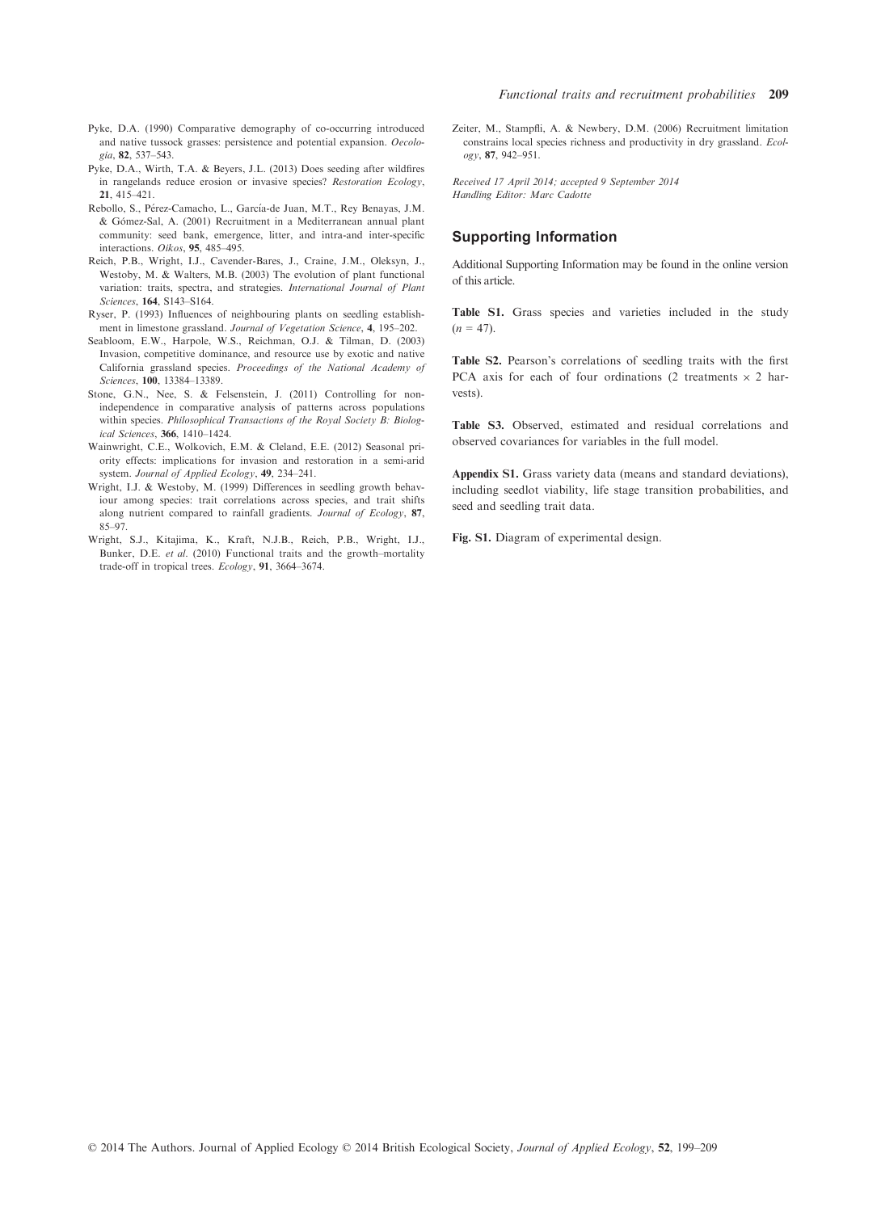Pyke, D.A. (1990) Comparative demography of co-occurring introduced and native tussock grasses: persistence and potential expansion. *Oecologia*, **82**, 537–543.

Pyke, D.A., Wirth, T.A. & Beyers, J.L. (2013) Does seeding after wildfires in rangelands reduce erosion or invasive species? *Restoration Ecology*, **21**, 415–421.

Rebollo, S., Pérez-Camacho, L., García-de Juan, M.T., Rey Benayas, J.M. & Gómez-Sal, A. (2001) Recruitment in a Mediterranean annual plant community: seed bank, emergence, litter, and intra-and inter-specific interactions. *Oikos*, **95**, 485–495.

Reich, P.B., Wright, I.J., Cavender-Bares, J., Craine, J.M., Oleksyn, J., Westoby, M. & Walters, M.B. (2003) The evolution of plant functional variation: traits, spectra, and strategies. *International Journal of Plant Sciences*, **164**, S143–S164.

Ryser, P. (1993) Influences of neighbouring plants on seedling establishment in limestone grassland. *Journal of Vegetation Science*, **4**, 195–202.

Seabloom, E.W., Harpole, W.S., Reichman, O.J. & Tilman, D. (2003) Invasion, competitive dominance, and resource use by exotic and native California grassland species. *Proceedings of the National Academy of Sciences*, **100**, 13384–13389.

Stone, G.N., Nee, S. & Felsenstein, J. (2011) Controlling for non-independence in comparative analysis of patterns across populations within species. *Philosophical Transactions of the Royal Society B: Biological Sciences*, **366**, 1410–1424.

Wainwright, C.E., Wolkovich, E.M. & Cleland, E.E. (2012) Seasonal priority effects: implications for invasion and restoration in a semi-arid system. *Journal of Applied Ecology*, **49**, 234–241.

Wright, I.J. & Westoby, M. (1999) Differences in seedling growth behaviour among species: trait correlations across species, and trait shifts along nutrient compared to rainfall gradients. *Journal of Ecology*, **87**, 85–97.

Wright, S.J., Kitajima, K., Kraft, N.J.B., Reich, P.B., Wright, I.J., Bunker, D.E. *et al.* (2010) Functional traits and the growth–mortality trade-off in tropical trees. *Ecology*, **91**, 3664–3674.

Zeiter, M., Stampfli, A. & Newbery, D.M. (2006) Recruitment limitation constrains local species richness and productivity in dry grassland. *Ecology*, **87**, 942–951.

*Received 17 April 2014; accepted 9 September 2014*
*Handling Editor: Marc Cadotte*

## Supporting Information

Additional Supporting Information may be found in the online version of this article.

**Table S1.** Grass species and varieties included in the study ($n = 47$).

**Table S2.** Pearson's correlations of seedling traits with the first PCA axis for each of four ordinations (2 treatments $\times$ 2 harvests).

**Table S3.** Observed, estimated and residual correlations and observed covariances for variables in the full model.

**Appendix S1.** Grass variety data (means and standard deviations), including seedlot viability, life stage transition probabilities, and seed and seedling trait data.

**Fig. S1.** Diagram of experimental design.